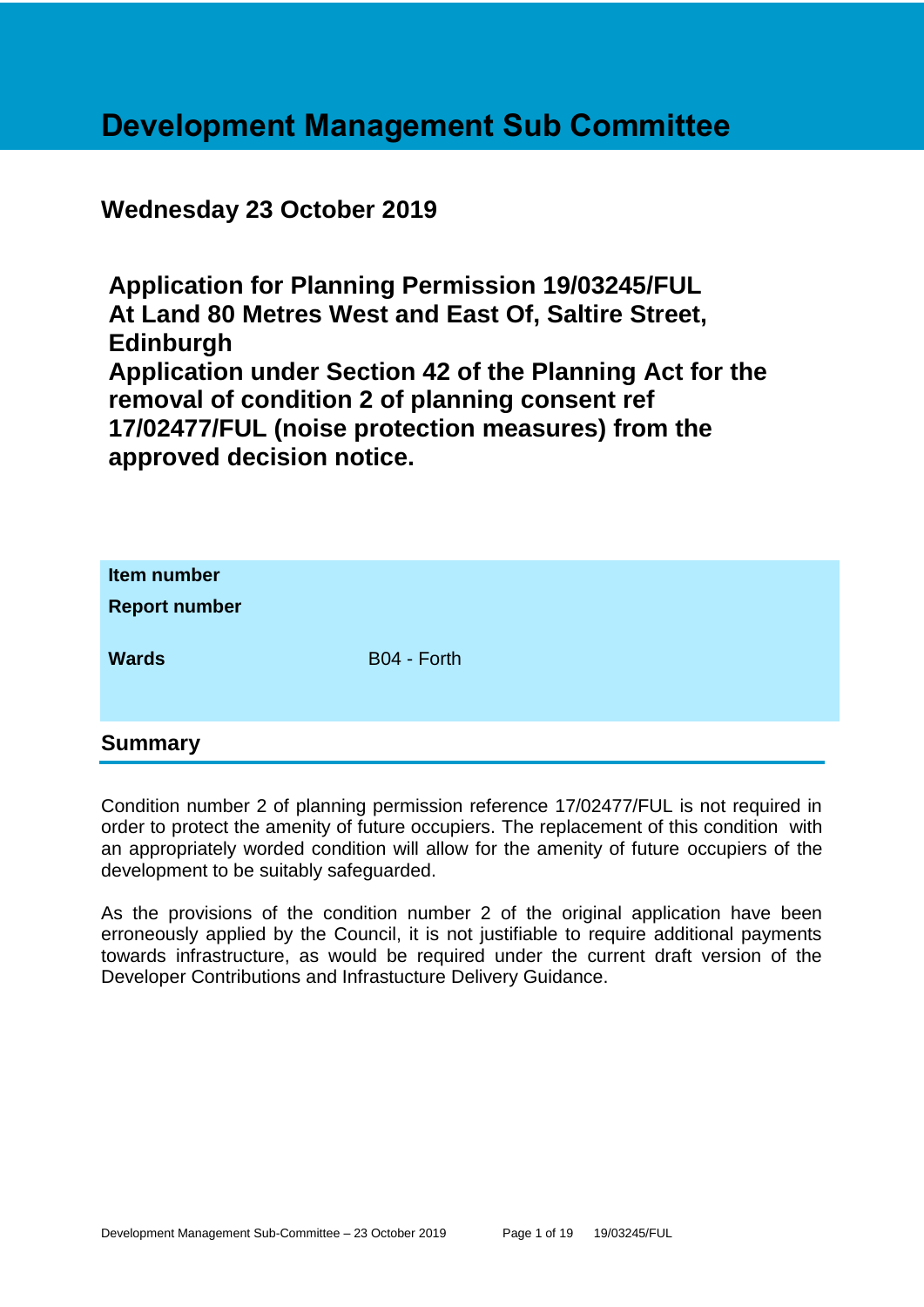# Development Management Sub Committee

## Wednesday 23 October 2019

## Application for Planning Permission 19/03245/FUL At Land 80 Metres West and East Of, Saltire Street, Edinburgh Application under Section 42 of the Planning Act for the removal of condition 2 of planning consent ref 17/02477/FUL (noise protection measures) from the approved decision notice.

| | |
|---|---|
| **Item number** | |
| **Report number** | |
| **Wards** | B04 - Forth |

## Summary

Condition number 2 of planning permission reference 17/02477/FUL is not required in order to protect the amenity of future occupiers. The replacement of this condition with an appropriately worded condition will allow for the amenity of future occupiers of the development to be suitably safeguarded.

As the provisions of the condition number 2 of the original application have been erroneously applied by the Council, it is not justifiable to require additional payments towards infrastructure, as would be required under the current draft version of the Developer Contributions and Infrastucture Delivery Guidance.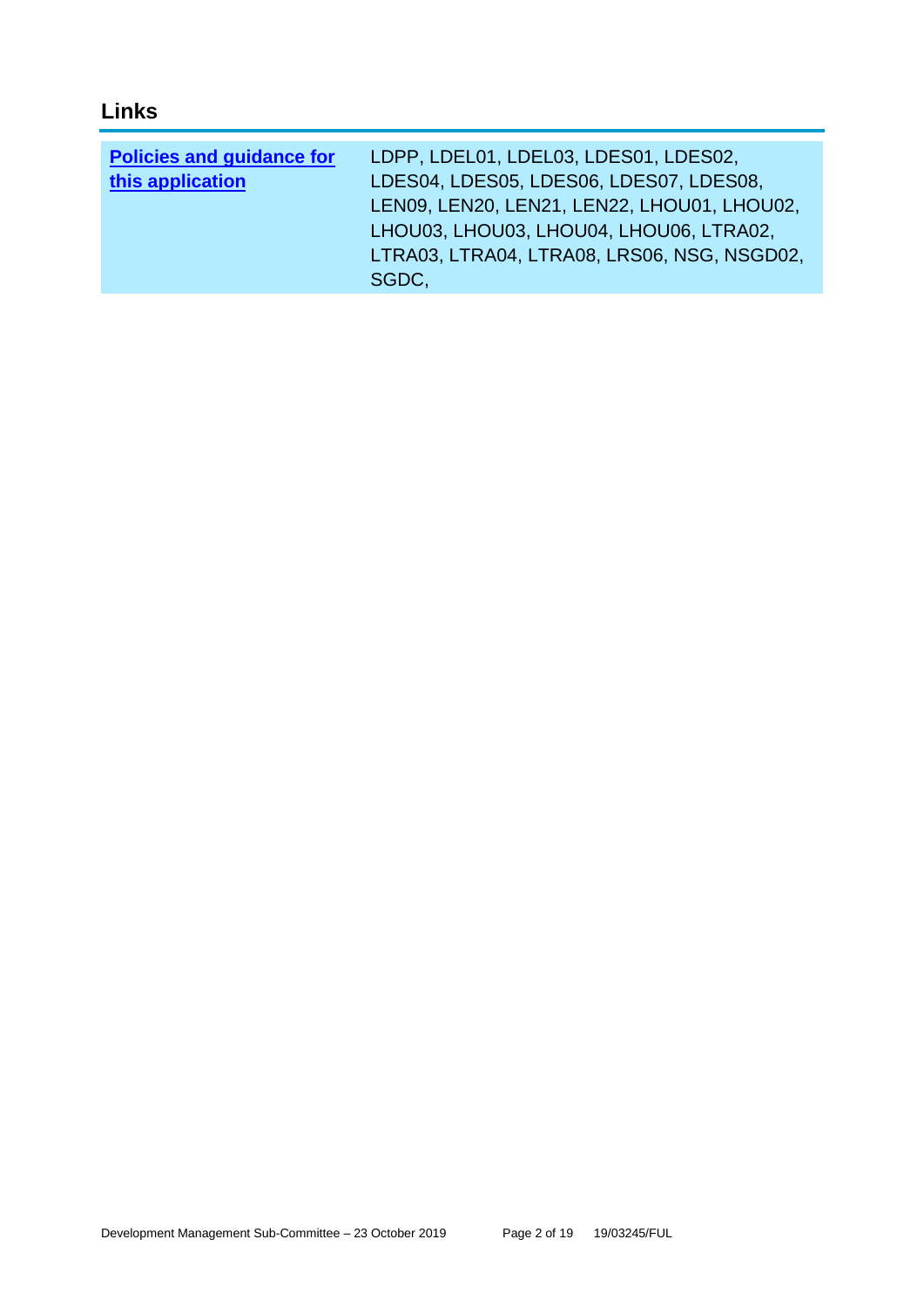## Links

| Policies and guidance for this application | LDPP, LDEL01, LDEL03, LDES01, LDES02, LDES04, LDES05, LDES06, LDES07, LDES08, LEN09, LEN20, LEN21, LEN22, LHOU01, LHOU02, LHOU03, LHOU03, LHOU04, LHOU06, LTRA02, LTRA03, LTRA04, LTRA08, LRS06, NSG, NSGD02, SGDC, |
|---|---|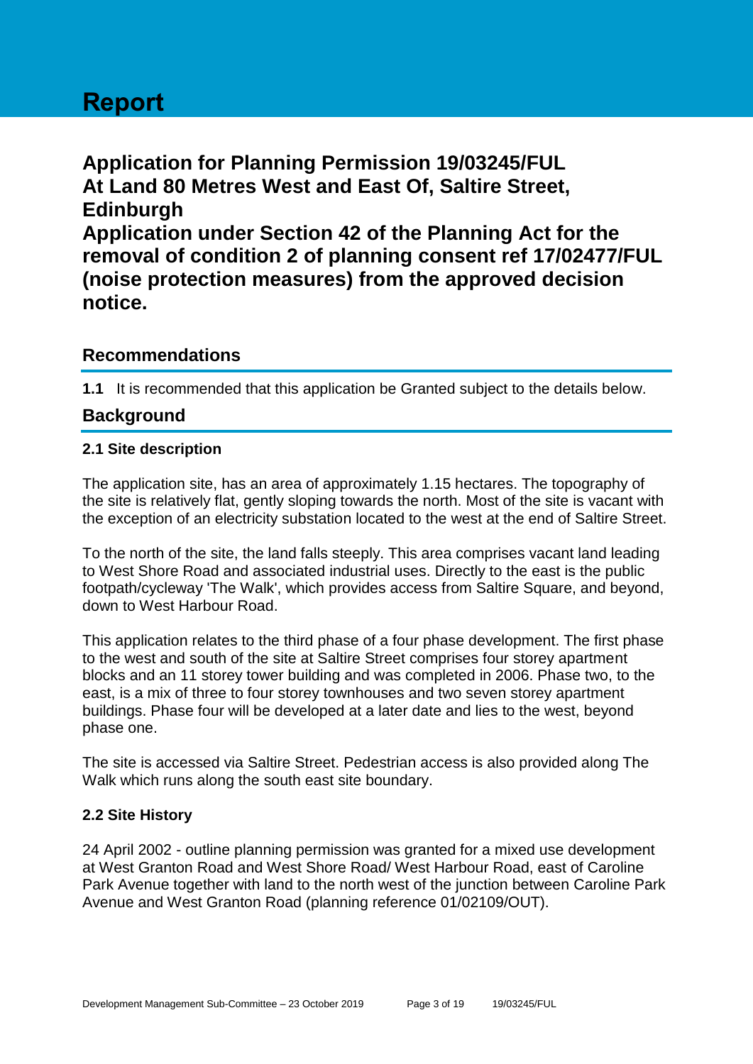# Report

## Application for Planning Permission 19/03245/FUL At Land 80 Metres West and East Of, Saltire Street, Edinburgh Application under Section 42 of the Planning Act for the removal of condition 2 of planning consent ref 17/02477/FUL (noise protection measures) from the approved decision notice.

### Recommendations

**1.1** It is recommended that this application be Granted subject to the details below.

### Background

#### 2.1 Site description

The application site, has an area of approximately 1.15 hectares. The topography of the site is relatively flat, gently sloping towards the north. Most of the site is vacant with the exception of an electricity substation located to the west at the end of Saltire Street.

To the north of the site, the land falls steeply. This area comprises vacant land leading to West Shore Road and associated industrial uses. Directly to the east is the public footpath/cycleway 'The Walk', which provides access from Saltire Square, and beyond, down to West Harbour Road.

This application relates to the third phase of a four phase development. The first phase to the west and south of the site at Saltire Street comprises four storey apartment blocks and an 11 storey tower building and was completed in 2006. Phase two, to the east, is a mix of three to four storey townhouses and two seven storey apartment buildings. Phase four will be developed at a later date and lies to the west, beyond phase one.

The site is accessed via Saltire Street. Pedestrian access is also provided along The Walk which runs along the south east site boundary.

#### 2.2 Site History

24 April 2002 - outline planning permission was granted for a mixed use development at West Granton Road and West Shore Road/ West Harbour Road, east of Caroline Park Avenue together with land to the north west of the junction between Caroline Park Avenue and West Granton Road (planning reference 01/02109/OUT).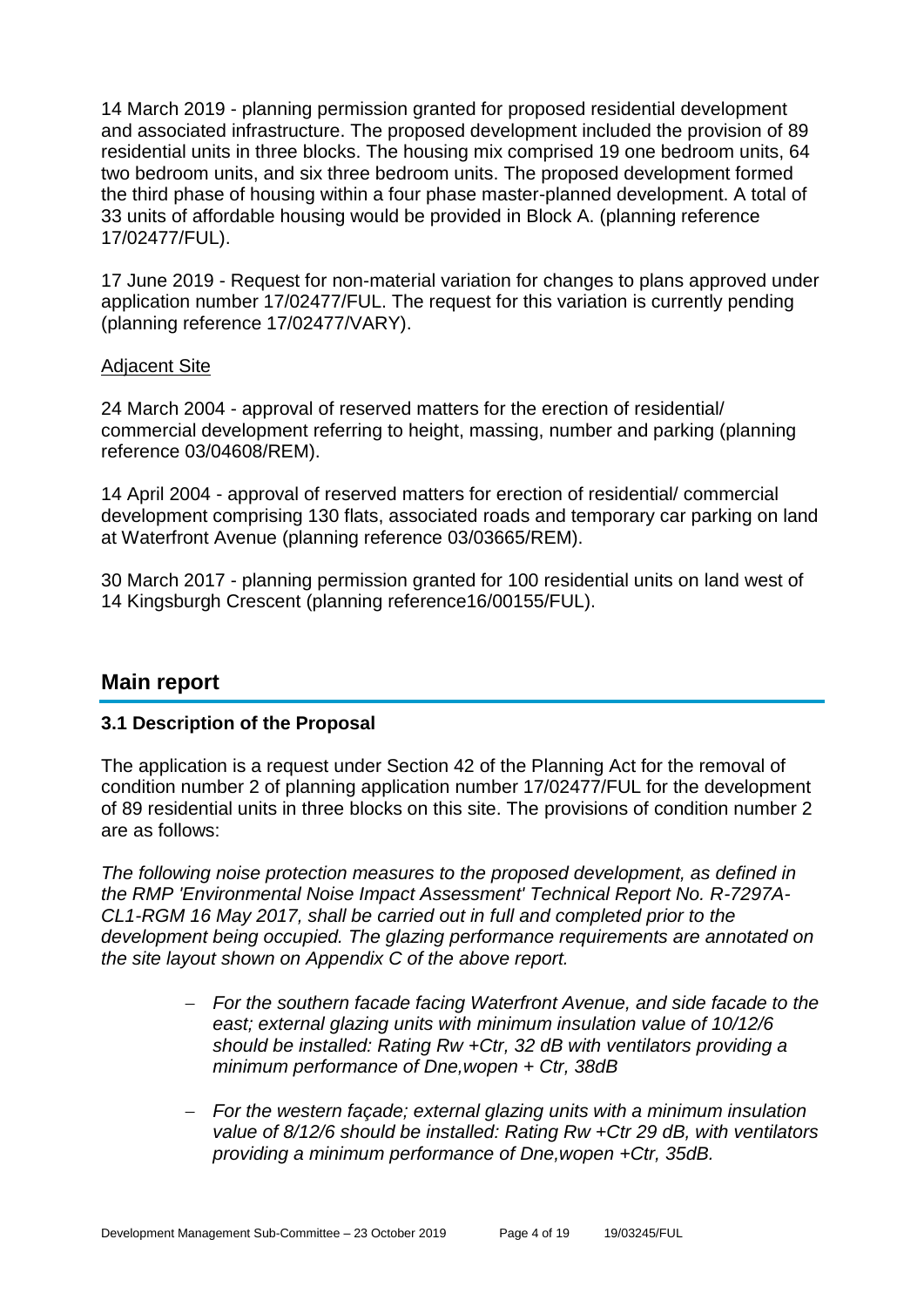14 March 2019 - planning permission granted for proposed residential development and associated infrastructure. The proposed development included the provision of 89 residential units in three blocks. The housing mix comprised 19 one bedroom units, 64 two bedroom units, and six three bedroom units. The proposed development formed the third phase of housing within a four phase master-planned development. A total of 33 units of affordable housing would be provided in Block A. (planning reference 17/02477/FUL).

17 June 2019 - Request for non-material variation for changes to plans approved under application number 17/02477/FUL. The request for this variation is currently pending (planning reference 17/02477/VARY).

Adjacent Site

24 March 2004 - approval of reserved matters for the erection of residential/ commercial development referring to height, massing, number and parking (planning reference 03/04608/REM).

14 April 2004 - approval of reserved matters for erection of residential/ commercial development comprising 130 flats, associated roads and temporary car parking on land at Waterfront Avenue (planning reference 03/03665/REM).

30 March 2017 - planning permission granted for 100 residential units on land west of 14 Kingsburgh Crescent (planning reference16/00155/FUL).

## Main report

### 3.1 Description of the Proposal

The application is a request under Section 42 of the Planning Act for the removal of condition number 2 of planning application number 17/02477/FUL for the development of 89 residential units in three blocks on this site. The provisions of condition number 2 are as follows:

*The following noise protection measures to the proposed development, as defined in the RMP 'Environmental Noise Impact Assessment' Technical Report No. R-7297A-CL1-RGM 16 May 2017, shall be carried out in full and completed prior to the development being occupied. The glazing performance requirements are annotated on the site layout shown on Appendix C of the above report.*

- *For the southern facade facing Waterfront Avenue, and side facade to the east; external glazing units with minimum insulation value of 10/12/6 should be installed: Rating Rw +Ctr, 32 dB with ventilators providing a minimum performance of Dne,wopen + Ctr, 38dB*
- *For the western façade; external glazing units with a minimum insulation value of 8/12/6 should be installed: Rating Rw +Ctr 29 dB, with ventilators providing a minimum performance of Dne,wopen +Ctr, 35dB.*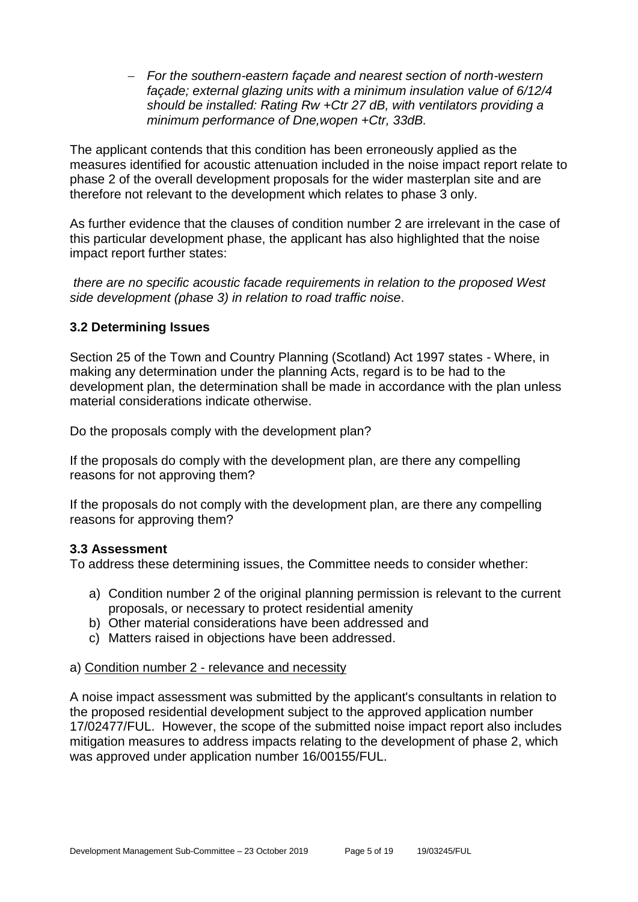- *For the southern-eastern façade and nearest section of north-western façade; external glazing units with a minimum insulation value of 6/12/4 should be installed: Rating Rw +Ctr 27 dB, with ventilators providing a minimum performance of Dne,wopen +Ctr, 33dB.*

The applicant contends that this condition has been erroneously applied as the measures identified for acoustic attenuation included in the noise impact report relate to phase 2 of the overall development proposals for the wider masterplan site and are therefore not relevant to the development which relates to phase 3 only.

As further evidence that the clauses of condition number 2 are irrelevant in the case of this particular development phase, the applicant has also highlighted that the noise impact report further states:

*there are no specific acoustic facade requirements in relation to the proposed West side development (phase 3) in relation to road traffic noise*.

### 3.2 Determining Issues

Section 25 of the Town and Country Planning (Scotland) Act 1997 states - Where, in making any determination under the planning Acts, regard is to be had to the development plan, the determination shall be made in accordance with the plan unless material considerations indicate otherwise.

Do the proposals comply with the development plan?

If the proposals do comply with the development plan, are there any compelling reasons for not approving them?

If the proposals do not comply with the development plan, are there any compelling reasons for approving them?

### 3.3 Assessment

To address these determining issues, the Committee needs to consider whether:

a) Condition number 2 of the original planning permission is relevant to the current proposals, or necessary to protect residential amenity
b) Other material considerations have been addressed and
c) Matters raised in objections have been addressed.

a) <u>Condition number 2 - relevance and necessity</u>

A noise impact assessment was submitted by the applicant's consultants in relation to the proposed residential development subject to the approved application number 17/02477/FUL. However, the scope of the submitted noise impact report also includes mitigation measures to address impacts relating to the development of phase 2, which was approved under application number 16/00155/FUL.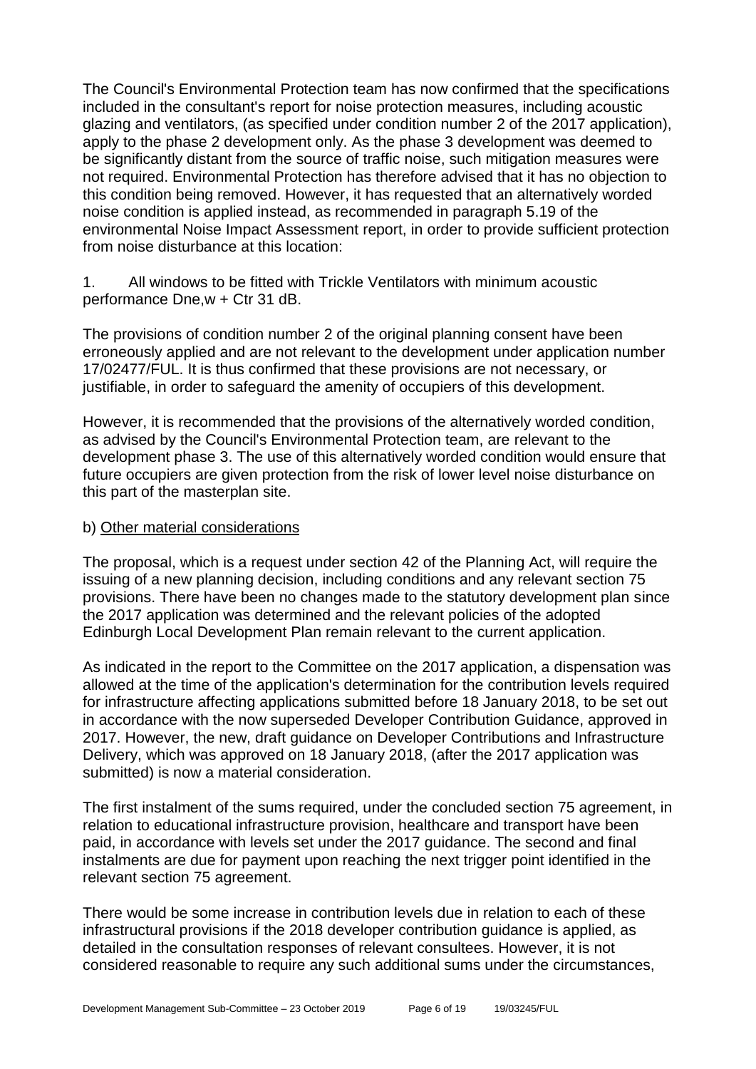The Council's Environmental Protection team has now confirmed that the specifications included in the consultant's report for noise protection measures, including acoustic glazing and ventilators, (as specified under condition number 2 of the 2017 application), apply to the phase 2 development only. As the phase 3 development was deemed to be significantly distant from the source of traffic noise, such mitigation measures were not required. Environmental Protection has therefore advised that it has no objection to this condition being removed. However, it has requested that an alternatively worded noise condition is applied instead, as recommended in paragraph 5.19 of the environmental Noise Impact Assessment report, in order to provide sufficient protection from noise disturbance at this location:

1. All windows to be fitted with Trickle Ventilators with minimum acoustic performance Dne,w + Ctr 31 dB.

The provisions of condition number 2 of the original planning consent have been erroneously applied and are not relevant to the development under application number 17/02477/FUL. It is thus confirmed that these provisions are not necessary, or justifiable, in order to safeguard the amenity of occupiers of this development.

However, it is recommended that the provisions of the alternatively worded condition, as advised by the Council's Environmental Protection team, are relevant to the development phase 3. The use of this alternatively worded condition would ensure that future occupiers are given protection from the risk of lower level noise disturbance on this part of the masterplan site.

b) Other material considerations

The proposal, which is a request under section 42 of the Planning Act, will require the issuing of a new planning decision, including conditions and any relevant section 75 provisions. There have been no changes made to the statutory development plan since the 2017 application was determined and the relevant policies of the adopted Edinburgh Local Development Plan remain relevant to the current application.

As indicated in the report to the Committee on the 2017 application, a dispensation was allowed at the time of the application's determination for the contribution levels required for infrastructure affecting applications submitted before 18 January 2018, to be set out in accordance with the now superseded Developer Contribution Guidance, approved in 2017. However, the new, draft guidance on Developer Contributions and Infrastructure Delivery, which was approved on 18 January 2018, (after the 2017 application was submitted) is now a material consideration.

The first instalment of the sums required, under the concluded section 75 agreement, in relation to educational infrastructure provision, healthcare and transport have been paid, in accordance with levels set under the 2017 guidance. The second and final instalments are due for payment upon reaching the next trigger point identified in the relevant section 75 agreement.

There would be some increase in contribution levels due in relation to each of these infrastructural provisions if the 2018 developer contribution guidance is applied, as detailed in the consultation responses of relevant consultees. However, it is not considered reasonable to require any such additional sums under the circumstances,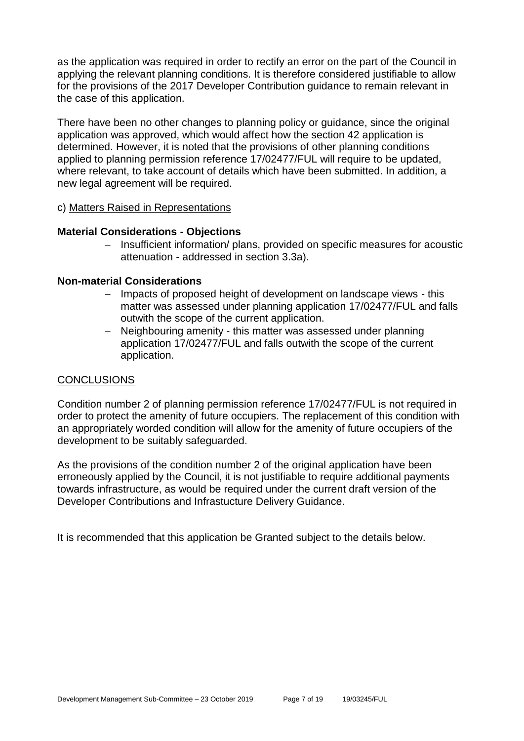as the application was required in order to rectify an error on the part of the Council in applying the relevant planning conditions. It is therefore considered justifiable to allow for the provisions of the 2017 Developer Contribution guidance to remain relevant in the case of this application.

There have been no other changes to planning policy or guidance, since the original application was approved, which would affect how the section 42 application is determined. However, it is noted that the provisions of other planning conditions applied to planning permission reference 17/02477/FUL will require to be updated, where relevant, to take account of details which have been submitted. In addition, a new legal agreement will be required.

c) Matters Raised in Representations

**Material Considerations - Objections**

- Insufficient information/ plans, provided on specific measures for acoustic attenuation - addressed in section 3.3a).

**Non-material Considerations**

- Impacts of proposed height of development on landscape views - this matter was assessed under planning application 17/02477/FUL and falls outwith the scope of the current application.
- Neighbouring amenity - this matter was assessed under planning application 17/02477/FUL and falls outwith the scope of the current application.

## CONCLUSIONS

Condition number 2 of planning permission reference 17/02477/FUL is not required in order to protect the amenity of future occupiers. The replacement of this condition with an appropriately worded condition will allow for the amenity of future occupiers of the development to be suitably safeguarded.

As the provisions of the condition number 2 of the original application have been erroneously applied by the Council, it is not justifiable to require additional payments towards infrastructure, as would be required under the current draft version of the Developer Contributions and Infrastucture Delivery Guidance.

It is recommended that this application be Granted subject to the details below.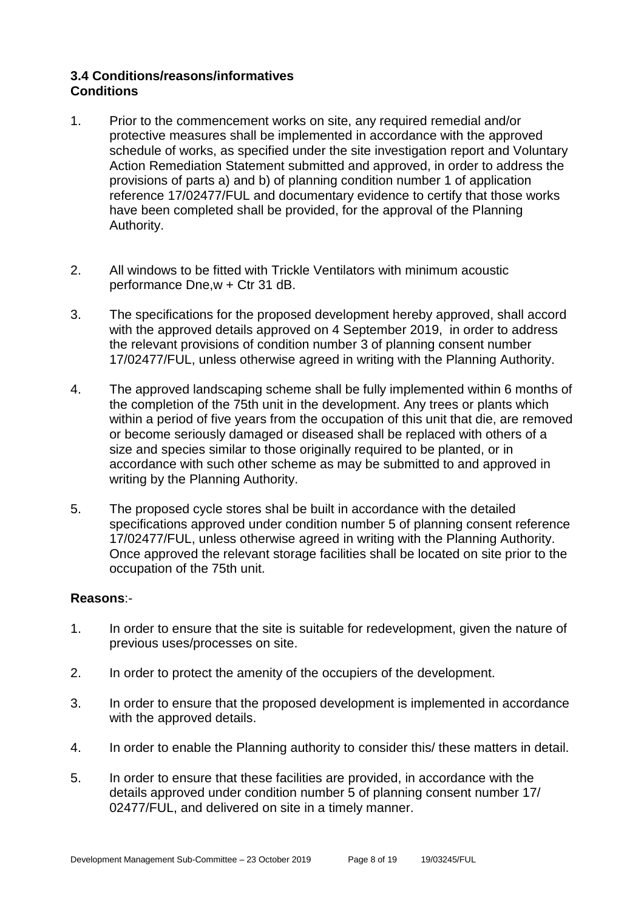### 3.4 Conditions/reasons/informatives

**Conditions**

1. Prior to the commencement works on site, any required remedial and/or protective measures shall be implemented in accordance with the approved schedule of works, as specified under the site investigation report and Voluntary Action Remediation Statement submitted and approved, in order to address the provisions of parts a) and b) of planning condition number 1 of application reference 17/02477/FUL and documentary evidence to certify that those works have been completed shall be provided, for the approval of the Planning Authority.

2. All windows to be fitted with Trickle Ventilators with minimum acoustic performance Dne,w + Ctr 31 dB.

3. The specifications for the proposed development hereby approved, shall accord with the approved details approved on 4 September 2019, in order to address the relevant provisions of condition number 3 of planning consent number 17/02477/FUL, unless otherwise agreed in writing with the Planning Authority.

4. The approved landscaping scheme shall be fully implemented within 6 months of the completion of the 75th unit in the development. Any trees or plants which within a period of five years from the occupation of this unit that die, are removed or become seriously damaged or diseased shall be replaced with others of a size and species similar to those originally required to be planted, or in accordance with such other scheme as may be submitted to and approved in writing by the Planning Authority.

5. The proposed cycle stores shal be built in accordance with the detailed specifications approved under condition number 5 of planning consent reference 17/02477/FUL, unless otherwise agreed in writing with the Planning Authority. Once approved the relevant storage facilities shall be located on site prior to the occupation of the 75th unit.

**Reasons**:-

1. In order to ensure that the site is suitable for redevelopment, given the nature of previous uses/processes on site.

2. In order to protect the amenity of the occupiers of the development.

3. In order to ensure that the proposed development is implemented in accordance with the approved details.

4. In order to enable the Planning authority to consider this/ these matters in detail.

5. In order to ensure that these facilities are provided, in accordance with the details approved under condition number 5 of planning consent number 17/ 02477/FUL, and delivered on site in a timely manner.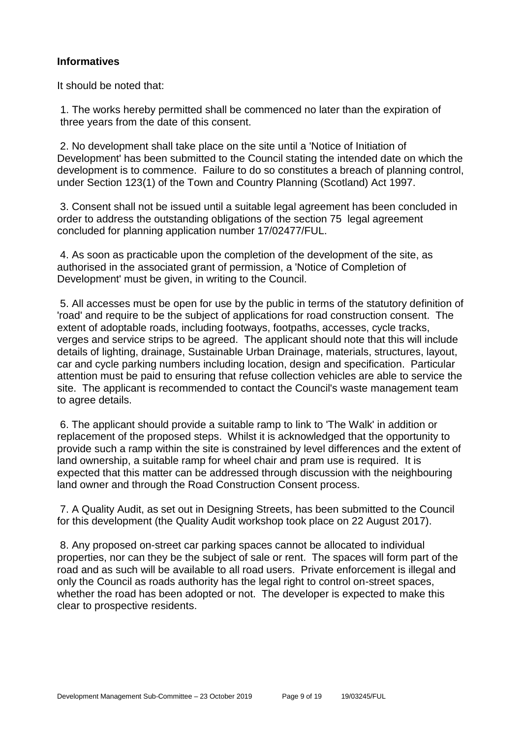**Informatives**

It should be noted that:

1. The works hereby permitted shall be commenced no later than the expiration of three years from the date of this consent.

2. No development shall take place on the site until a 'Notice of Initiation of Development' has been submitted to the Council stating the intended date on which the development is to commence. Failure to do so constitutes a breach of planning control, under Section 123(1) of the Town and Country Planning (Scotland) Act 1997.

3. Consent shall not be issued until a suitable legal agreement has been concluded in order to address the outstanding obligations of the section 75 legal agreement concluded for planning application number 17/02477/FUL.

4. As soon as practicable upon the completion of the development of the site, as authorised in the associated grant of permission, a 'Notice of Completion of Development' must be given, in writing to the Council.

5. All accesses must be open for use by the public in terms of the statutory definition of 'road' and require to be the subject of applications for road construction consent. The extent of adoptable roads, including footways, footpaths, accesses, cycle tracks, verges and service strips to be agreed. The applicant should note that this will include details of lighting, drainage, Sustainable Urban Drainage, materials, structures, layout, car and cycle parking numbers including location, design and specification. Particular attention must be paid to ensuring that refuse collection vehicles are able to service the site. The applicant is recommended to contact the Council's waste management team to agree details.

6. The applicant should provide a suitable ramp to link to 'The Walk' in addition or replacement of the proposed steps. Whilst it is acknowledged that the opportunity to provide such a ramp within the site is constrained by level differences and the extent of land ownership, a suitable ramp for wheel chair and pram use is required. It is expected that this matter can be addressed through discussion with the neighbouring land owner and through the Road Construction Consent process.

7. A Quality Audit, as set out in Designing Streets, has been submitted to the Council for this development (the Quality Audit workshop took place on 22 August 2017).

8. Any proposed on-street car parking spaces cannot be allocated to individual properties, nor can they be the subject of sale or rent. The spaces will form part of the road and as such will be available to all road users. Private enforcement is illegal and only the Council as roads authority has the legal right to control on-street spaces, whether the road has been adopted or not. The developer is expected to make this clear to prospective residents.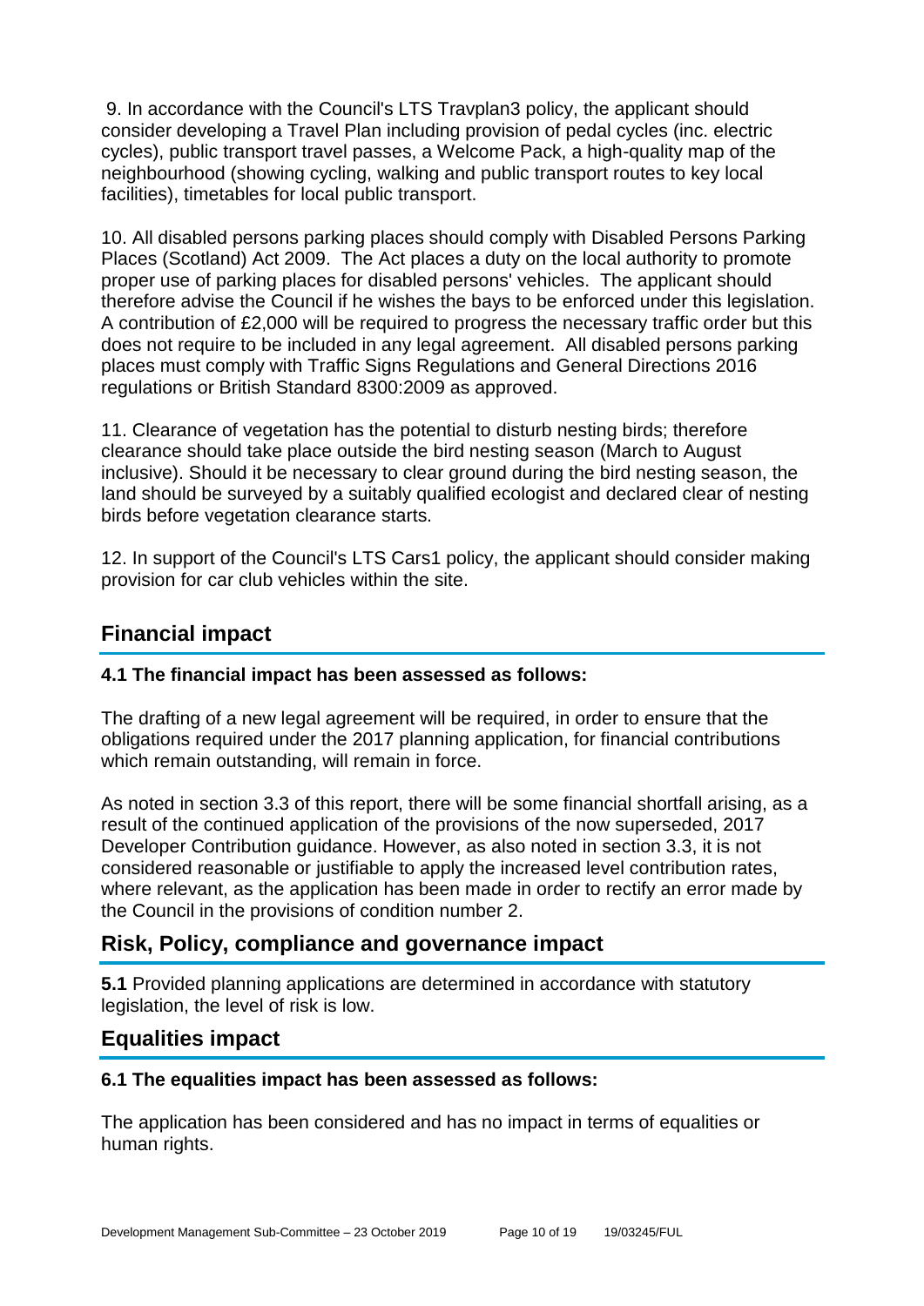9. In accordance with the Council's LTS Travplan3 policy, the applicant should consider developing a Travel Plan including provision of pedal cycles (inc. electric cycles), public transport travel passes, a Welcome Pack, a high-quality map of the neighbourhood (showing cycling, walking and public transport routes to key local facilities), timetables for local public transport.

10. All disabled persons parking places should comply with Disabled Persons Parking Places (Scotland) Act 2009. The Act places a duty on the local authority to promote proper use of parking places for disabled persons' vehicles. The applicant should therefore advise the Council if he wishes the bays to be enforced under this legislation. A contribution of £2,000 will be required to progress the necessary traffic order but this does not require to be included in any legal agreement. All disabled persons parking places must comply with Traffic Signs Regulations and General Directions 2016 regulations or British Standard 8300:2009 as approved.

11. Clearance of vegetation has the potential to disturb nesting birds; therefore clearance should take place outside the bird nesting season (March to August inclusive). Should it be necessary to clear ground during the bird nesting season, the land should be surveyed by a suitably qualified ecologist and declared clear of nesting birds before vegetation clearance starts.

12. In support of the Council's LTS Cars1 policy, the applicant should consider making provision for car club vehicles within the site.

## Financial impact

**4.1 The financial impact has been assessed as follows:**

The drafting of a new legal agreement will be required, in order to ensure that the obligations required under the 2017 planning application, for financial contributions which remain outstanding, will remain in force.

As noted in section 3.3 of this report, there will be some financial shortfall arising, as a result of the continued application of the provisions of the now superseded, 2017 Developer Contribution guidance. However, as also noted in section 3.3, it is not considered reasonable or justifiable to apply the increased level contribution rates, where relevant, as the application has been made in order to rectify an error made by the Council in the provisions of condition number 2.

## Risk, Policy, compliance and governance impact

**5.1** Provided planning applications are determined in accordance with statutory legislation, the level of risk is low.

## Equalities impact

**6.1 The equalities impact has been assessed as follows:**

The application has been considered and has no impact in terms of equalities or human rights.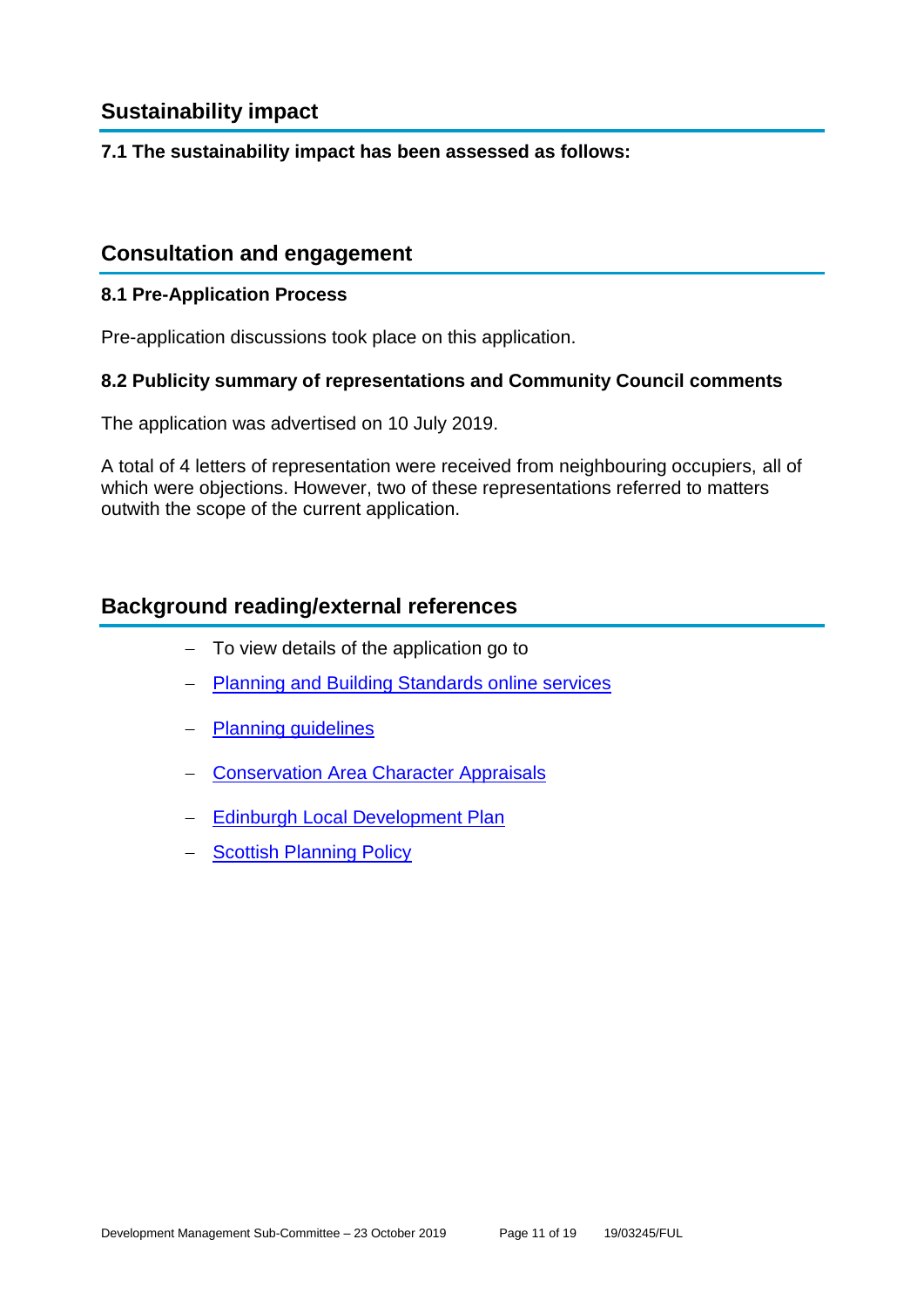## Sustainability impact

**7.1 The sustainability impact has been assessed as follows:**

## Consultation and engagement

**8.1 Pre-Application Process**

Pre-application discussions took place on this application.

**8.2 Publicity summary of representations and Community Council comments**

The application was advertised on 10 July 2019.

A total of 4 letters of representation were received from neighbouring occupiers, all of which were objections. However, two of these representations referred to matters outwith the scope of the current application.

## Background reading/external references

- To view details of the application go to
- Planning and Building Standards online services
- Planning guidelines
- Conservation Area Character Appraisals
- Edinburgh Local Development Plan
- Scottish Planning Policy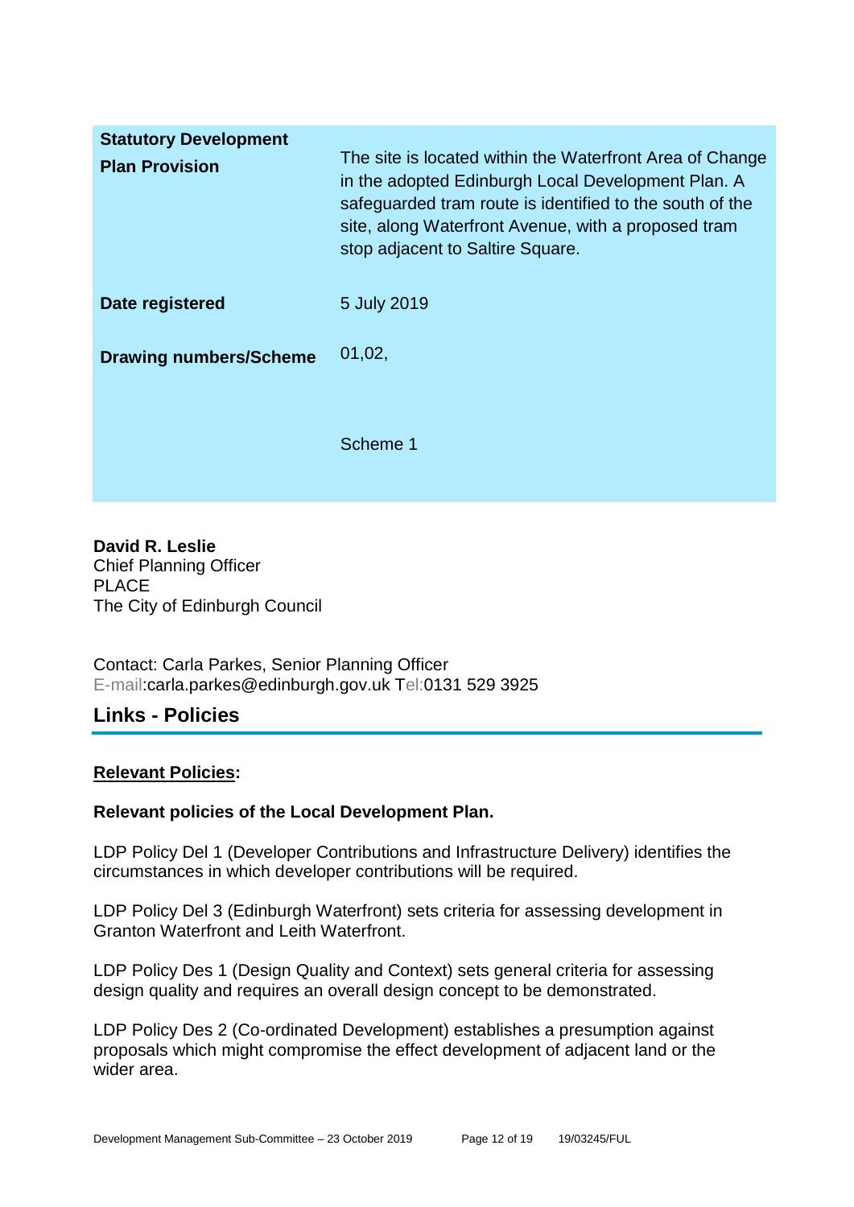| | |
|---|---|
| **Statutory Development Plan Provision** | The site is located within the Waterfront Area of Change in the adopted Edinburgh Local Development Plan. A safeguarded tram route is identified to the south of the site, along Waterfront Avenue, with a proposed tram stop adjacent to Saltire Square. |
| **Date registered** | 5 July 2019 |
| **Drawing numbers/Scheme** | 01,02,<br><br>Scheme 1 |

**David R. Leslie**
Chief Planning Officer
PLACE
The City of Edinburgh Council

Contact: Carla Parkes, Senior Planning Officer
E-mail:carla.parkes@edinburgh.gov.uk Tel:0131 529 3925

## Links - Policies

**Relevant Policies:**

**Relevant policies of the Local Development Plan.**

LDP Policy Del 1 (Developer Contributions and Infrastructure Delivery) identifies the circumstances in which developer contributions will be required.

LDP Policy Del 3 (Edinburgh Waterfront) sets criteria for assessing development in Granton Waterfront and Leith Waterfront.

LDP Policy Des 1 (Design Quality and Context) sets general criteria for assessing design quality and requires an overall design concept to be demonstrated.

LDP Policy Des 2 (Co-ordinated Development) establishes a presumption against proposals which might compromise the effect development of adjacent land or the wider area.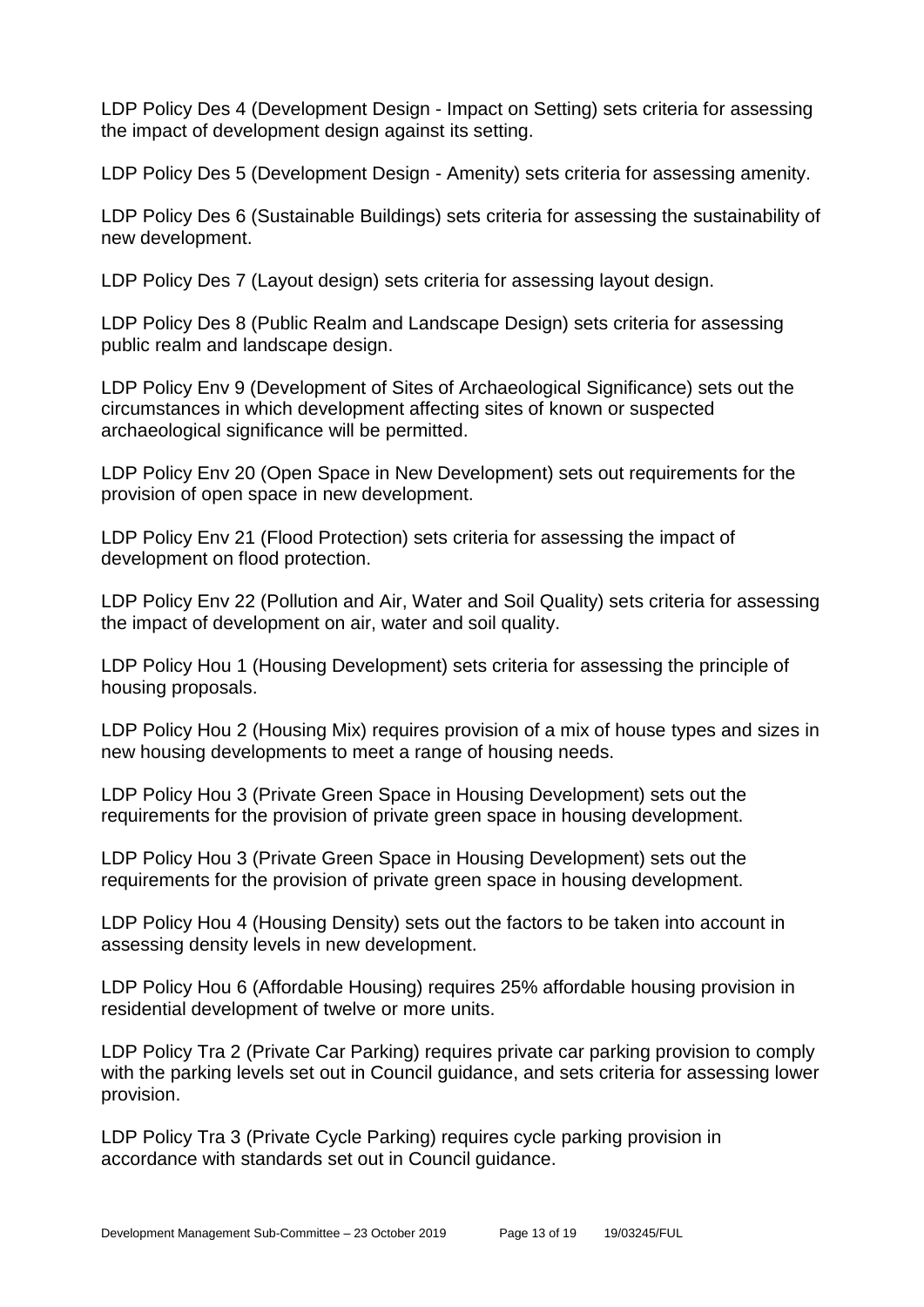LDP Policy Des 4 (Development Design - Impact on Setting) sets criteria for assessing the impact of development design against its setting.

LDP Policy Des 5 (Development Design - Amenity) sets criteria for assessing amenity.

LDP Policy Des 6 (Sustainable Buildings) sets criteria for assessing the sustainability of new development.

LDP Policy Des 7 (Layout design) sets criteria for assessing layout design.

LDP Policy Des 8 (Public Realm and Landscape Design) sets criteria for assessing public realm and landscape design.

LDP Policy Env 9 (Development of Sites of Archaeological Significance) sets out the circumstances in which development affecting sites of known or suspected archaeological significance will be permitted.

LDP Policy Env 20 (Open Space in New Development) sets out requirements for the provision of open space in new development.

LDP Policy Env 21 (Flood Protection) sets criteria for assessing the impact of development on flood protection.

LDP Policy Env 22 (Pollution and Air, Water and Soil Quality) sets criteria for assessing the impact of development on air, water and soil quality.

LDP Policy Hou 1 (Housing Development) sets criteria for assessing the principle of housing proposals.

LDP Policy Hou 2 (Housing Mix) requires provision of a mix of house types and sizes in new housing developments to meet a range of housing needs.

LDP Policy Hou 3 (Private Green Space in Housing Development) sets out the requirements for the provision of private green space in housing development.

LDP Policy Hou 3 (Private Green Space in Housing Development) sets out the requirements for the provision of private green space in housing development.

LDP Policy Hou 4 (Housing Density) sets out the factors to be taken into account in assessing density levels in new development.

LDP Policy Hou 6 (Affordable Housing) requires 25% affordable housing provision in residential development of twelve or more units.

LDP Policy Tra 2 (Private Car Parking) requires private car parking provision to comply with the parking levels set out in Council guidance, and sets criteria for assessing lower provision.

LDP Policy Tra 3 (Private Cycle Parking) requires cycle parking provision in accordance with standards set out in Council guidance.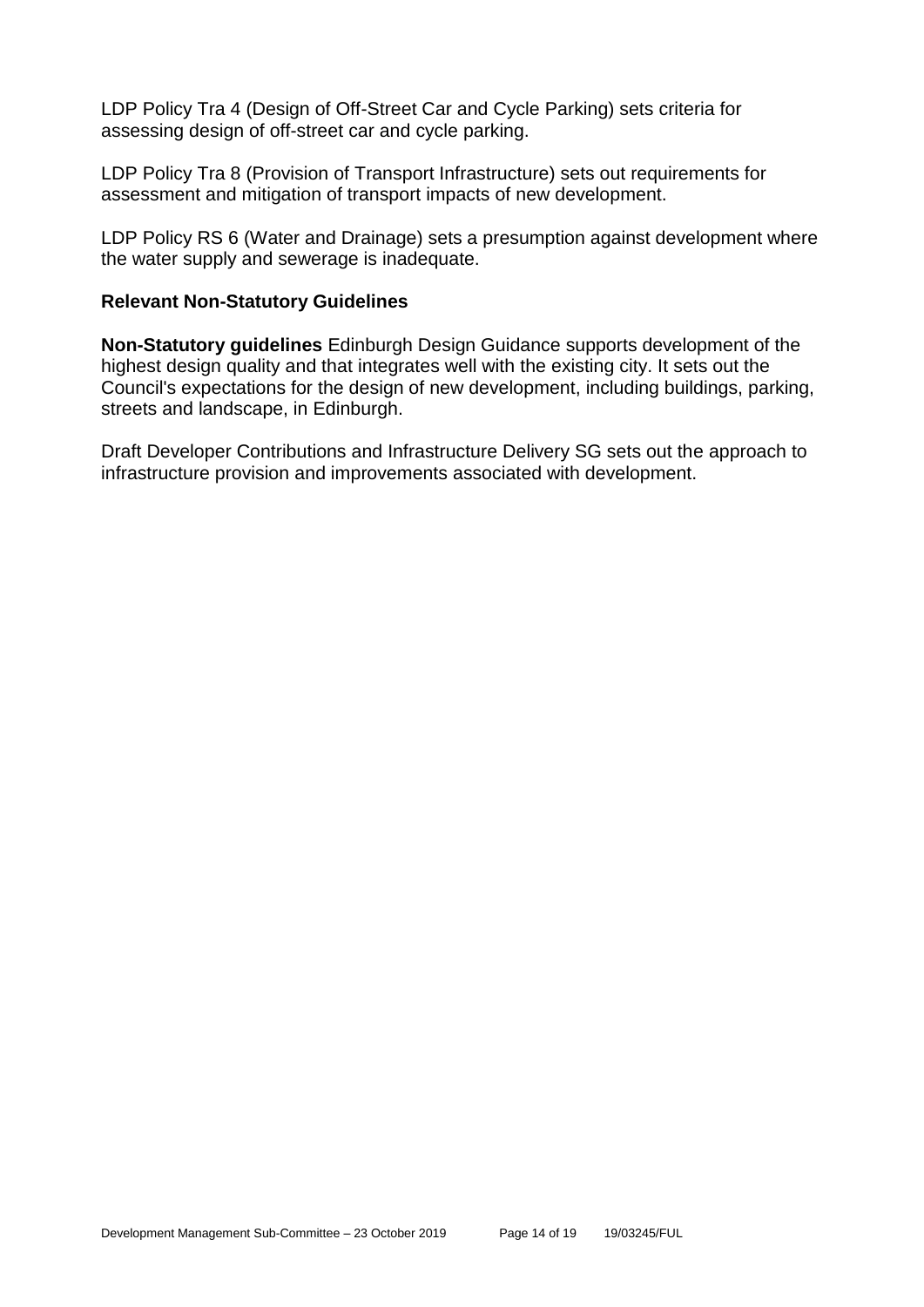LDP Policy Tra 4 (Design of Off-Street Car and Cycle Parking) sets criteria for assessing design of off-street car and cycle parking.

LDP Policy Tra 8 (Provision of Transport Infrastructure) sets out requirements for assessment and mitigation of transport impacts of new development.

LDP Policy RS 6 (Water and Drainage) sets a presumption against development where the water supply and sewerage is inadequate.

### Relevant Non-Statutory Guidelines

**Non-Statutory guidelines** Edinburgh Design Guidance supports development of the highest design quality and that integrates well with the existing city. It sets out the Council's expectations for the design of new development, including buildings, parking, streets and landscape, in Edinburgh.

Draft Developer Contributions and Infrastructure Delivery SG sets out the approach to infrastructure provision and improvements associated with development.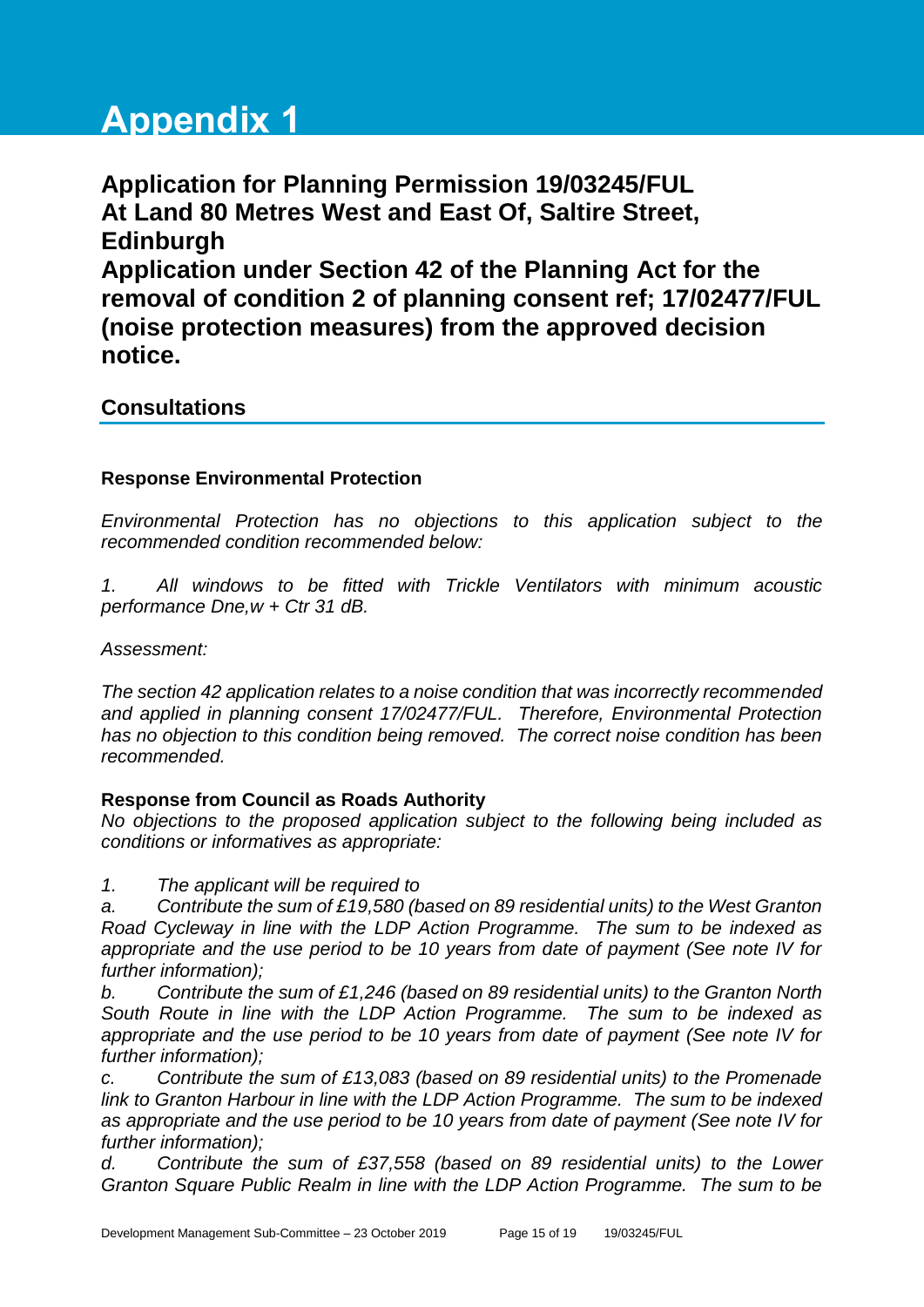# Appendix 1

## Application for Planning Permission 19/03245/FUL At Land 80 Metres West and East Of, Saltire Street, Edinburgh Application under Section 42 of the Planning Act for the removal of condition 2 of planning consent ref; 17/02477/FUL (noise protection measures) from the approved decision notice.

### Consultations

**Response Environmental Protection**

*Environmental Protection has no objections to this application subject to the recommended condition recommended below:*

*1. All windows to be fitted with Trickle Ventilators with minimum acoustic performance Dne,w + Ctr 31 dB.*

*Assessment:*

*The section 42 application relates to a noise condition that was incorrectly recommended and applied in planning consent 17/02477/FUL. Therefore, Environmental Protection has no objection to this condition being removed. The correct noise condition has been recommended.*

**Response from Council as Roads Authority**

*No objections to the proposed application subject to the following being included as conditions or informatives as appropriate:*

*1. The applicant will be required to*

*a. Contribute the sum of £19,580 (based on 89 residential units) to the West Granton Road Cycleway in line with the LDP Action Programme. The sum to be indexed as appropriate and the use period to be 10 years from date of payment (See note IV for further information);*

*b. Contribute the sum of £1,246 (based on 89 residential units) to the Granton North South Route in line with the LDP Action Programme. The sum to be indexed as appropriate and the use period to be 10 years from date of payment (See note IV for further information);*

*c. Contribute the sum of £13,083 (based on 89 residential units) to the Promenade link to Granton Harbour in line with the LDP Action Programme. The sum to be indexed as appropriate and the use period to be 10 years from date of payment (See note IV for further information);*

*d. Contribute the sum of £37,558 (based on 89 residential units) to the Lower Granton Square Public Realm in line with the LDP Action Programme. The sum to be*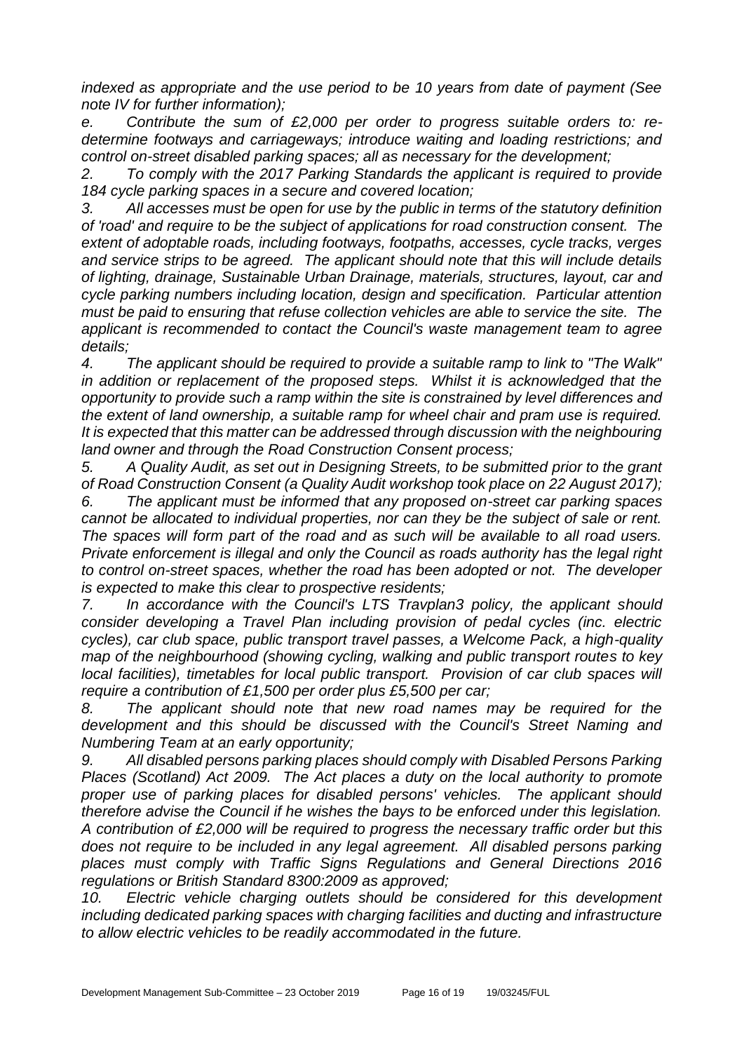*indexed as appropriate and the use period to be 10 years from date of payment (See note IV for further information);*

*e. Contribute the sum of £2,000 per order to progress suitable orders to: re-determine footways and carriageways; introduce waiting and loading restrictions; and control on-street disabled parking spaces; all as necessary for the development;*

*2. To comply with the 2017 Parking Standards the applicant is required to provide 184 cycle parking spaces in a secure and covered location;*

*3. All accesses must be open for use by the public in terms of the statutory definition of 'road' and require to be the subject of applications for road construction consent. The extent of adoptable roads, including footways, footpaths, accesses, cycle tracks, verges and service strips to be agreed. The applicant should note that this will include details of lighting, drainage, Sustainable Urban Drainage, materials, structures, layout, car and cycle parking numbers including location, design and specification. Particular attention must be paid to ensuring that refuse collection vehicles are able to service the site. The applicant is recommended to contact the Council's waste management team to agree details;*

*4. The applicant should be required to provide a suitable ramp to link to "The Walk" in addition or replacement of the proposed steps. Whilst it is acknowledged that the opportunity to provide such a ramp within the site is constrained by level differences and the extent of land ownership, a suitable ramp for wheel chair and pram use is required. It is expected that this matter can be addressed through discussion with the neighbouring land owner and through the Road Construction Consent process;*

*5. A Quality Audit, as set out in Designing Streets, to be submitted prior to the grant of Road Construction Consent (a Quality Audit workshop took place on 22 August 2017);*

*6. The applicant must be informed that any proposed on-street car parking spaces cannot be allocated to individual properties, nor can they be the subject of sale or rent. The spaces will form part of the road and as such will be available to all road users. Private enforcement is illegal and only the Council as roads authority has the legal right to control on-street spaces, whether the road has been adopted or not. The developer is expected to make this clear to prospective residents;*

*7. In accordance with the Council's LTS Travplan3 policy, the applicant should consider developing a Travel Plan including provision of pedal cycles (inc. electric cycles), car club space, public transport travel passes, a Welcome Pack, a high-quality map of the neighbourhood (showing cycling, walking and public transport routes to key local facilities), timetables for local public transport. Provision of car club spaces will require a contribution of £1,500 per order plus £5,500 per car;*

*8. The applicant should note that new road names may be required for the development and this should be discussed with the Council's Street Naming and Numbering Team at an early opportunity;*

*9. All disabled persons parking places should comply with Disabled Persons Parking Places (Scotland) Act 2009. The Act places a duty on the local authority to promote proper use of parking places for disabled persons' vehicles. The applicant should therefore advise the Council if he wishes the bays to be enforced under this legislation. A contribution of £2,000 will be required to progress the necessary traffic order but this does not require to be included in any legal agreement. All disabled persons parking places must comply with Traffic Signs Regulations and General Directions 2016 regulations or British Standard 8300:2009 as approved;*

*10. Electric vehicle charging outlets should be considered for this development including dedicated parking spaces with charging facilities and ducting and infrastructure to allow electric vehicles to be readily accommodated in the future.*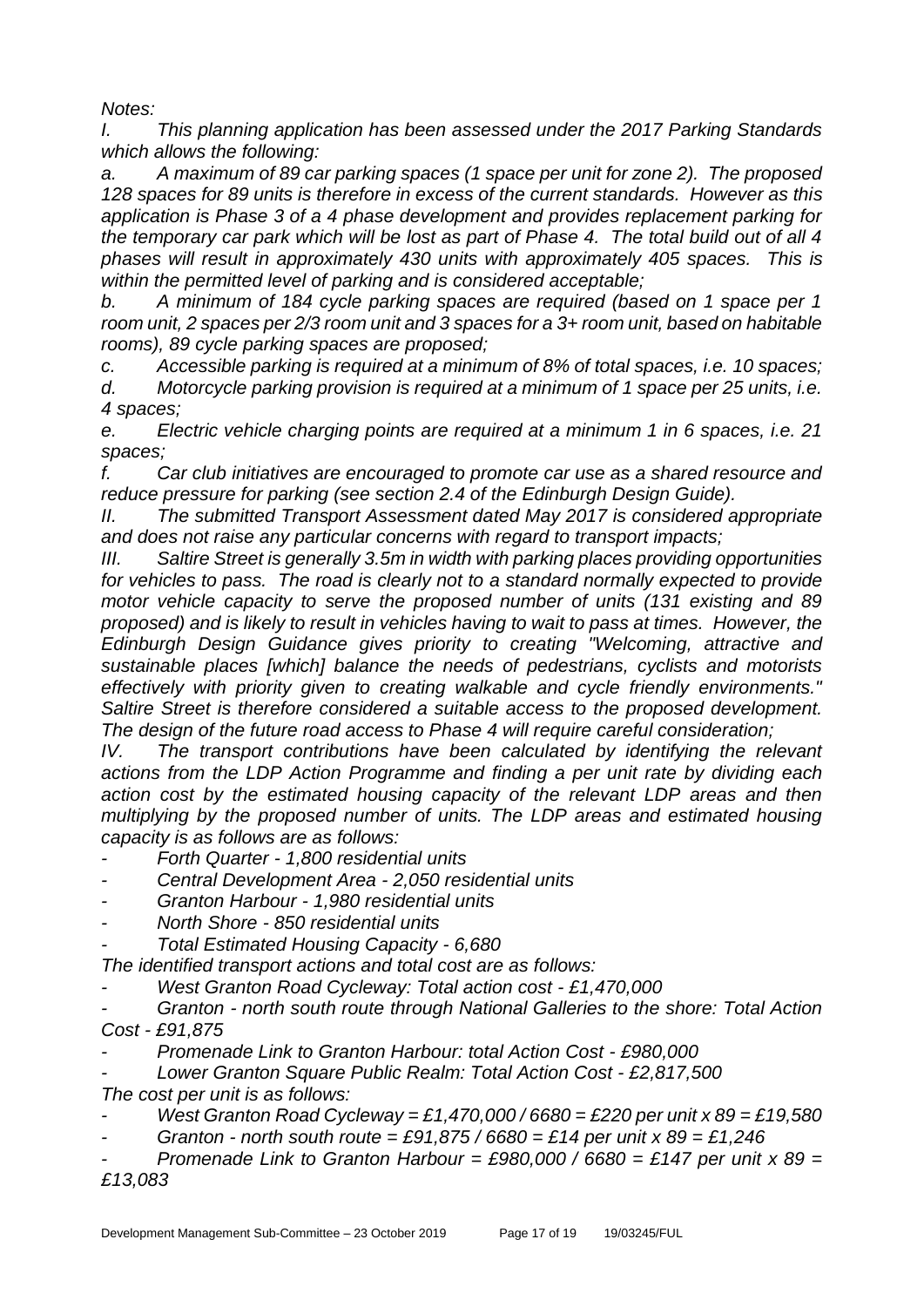*Notes:*

*I. This planning application has been assessed under the 2017 Parking Standards which allows the following:*

*a. A maximum of 89 car parking spaces (1 space per unit for zone 2). The proposed 128 spaces for 89 units is therefore in excess of the current standards. However as this application is Phase 3 of a 4 phase development and provides replacement parking for the temporary car park which will be lost as part of Phase 4. The total build out of all 4 phases will result in approximately 430 units with approximately 405 spaces. This is within the permitted level of parking and is considered acceptable;*

*b. A minimum of 184 cycle parking spaces are required (based on 1 space per 1 room unit, 2 spaces per 2/3 room unit and 3 spaces for a 3+ room unit, based on habitable rooms), 89 cycle parking spaces are proposed;*

*c. Accessible parking is required at a minimum of 8% of total spaces, i.e. 10 spaces;*

*d. Motorcycle parking provision is required at a minimum of 1 space per 25 units, i.e. 4 spaces;*

*e. Electric vehicle charging points are required at a minimum 1 in 6 spaces, i.e. 21 spaces;*

*f. Car club initiatives are encouraged to promote car use as a shared resource and reduce pressure for parking (see section 2.4 of the Edinburgh Design Guide).*

*II. The submitted Transport Assessment dated May 2017 is considered appropriate and does not raise any particular concerns with regard to transport impacts;*

*III. Saltire Street is generally 3.5m in width with parking places providing opportunities for vehicles to pass. The road is clearly not to a standard normally expected to provide motor vehicle capacity to serve the proposed number of units (131 existing and 89 proposed) and is likely to result in vehicles having to wait to pass at times. However, the Edinburgh Design Guidance gives priority to creating "Welcoming, attractive and sustainable places [which] balance the needs of pedestrians, cyclists and motorists effectively with priority given to creating walkable and cycle friendly environments." Saltire Street is therefore considered a suitable access to the proposed development. The design of the future road access to Phase 4 will require careful consideration;*

*IV. The transport contributions have been calculated by identifying the relevant actions from the LDP Action Programme and finding a per unit rate by dividing each action cost by the estimated housing capacity of the relevant LDP areas and then multiplying by the proposed number of units. The LDP areas and estimated housing capacity is as follows are as follows:*

- *Forth Quarter - 1,800 residential units*
- *Central Development Area - 2,050 residential units*
- *Granton Harbour - 1,980 residential units*
- *North Shore - 850 residential units*
- *Total Estimated Housing Capacity - 6,680*

*The identified transport actions and total cost are as follows:*

- *West Granton Road Cycleway: Total action cost - £1,470,000*
- *Granton - north south route through National Galleries to the shore: Total Action Cost - £91,875*
- *Promenade Link to Granton Harbour: total Action Cost - £980,000*
- *Lower Granton Square Public Realm: Total Action Cost - £2,817,500*

*The cost per unit is as follows:*

- *West Granton Road Cycleway = £1,470,000 / 6680 = £220 per unit x 89 = £19,580*
- *Granton - north south route = £91,875 / 6680 = £14 per unit x 89 = £1,246*
- *Promenade Link to Granton Harbour = £980,000 / 6680 = £147 per unit x 89 = £13,083*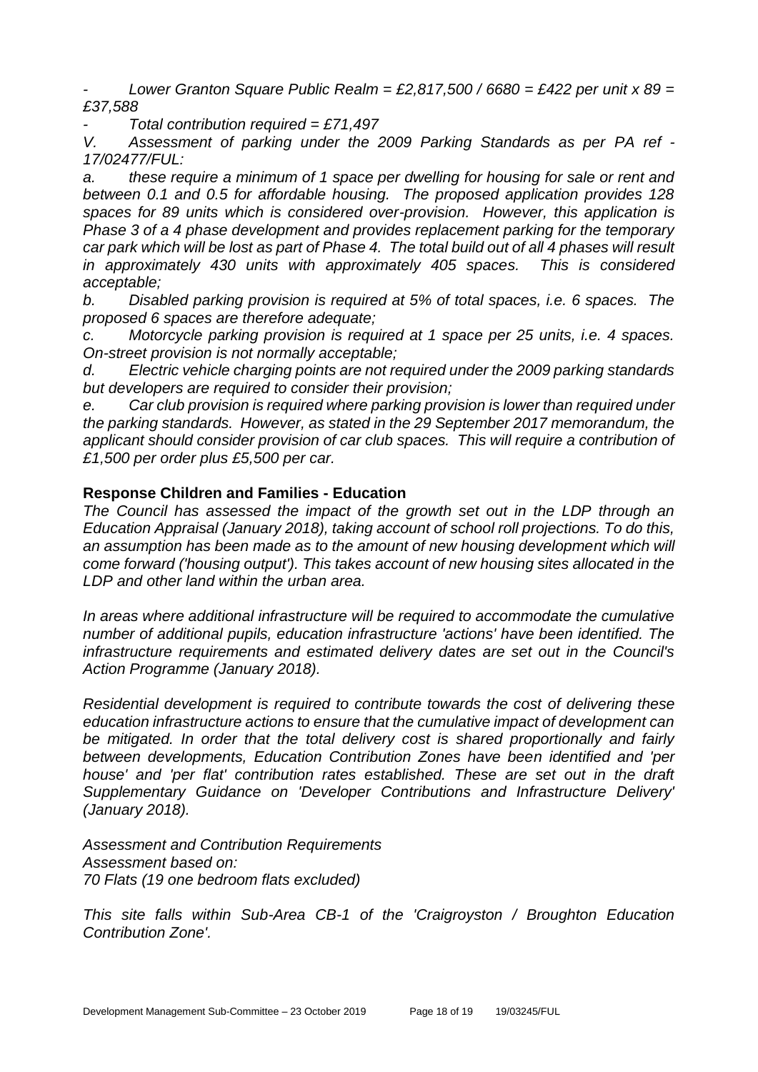*- Lower Granton Square Public Realm = £2,817,500 / 6680 = £422 per unit x 89 = £37,588*

*- Total contribution required = £71,497*

*V. Assessment of parking under the 2009 Parking Standards as per PA ref - 17/02477/FUL:*

*a. these require a minimum of 1 space per dwelling for housing for sale or rent and between 0.1 and 0.5 for affordable housing. The proposed application provides 128 spaces for 89 units which is considered over-provision. However, this application is Phase 3 of a 4 phase development and provides replacement parking for the temporary car park which will be lost as part of Phase 4. The total build out of all 4 phases will result in approximately 430 units with approximately 405 spaces. This is considered acceptable;*

*b. Disabled parking provision is required at 5% of total spaces, i.e. 6 spaces. The proposed 6 spaces are therefore adequate;*

*c. Motorcycle parking provision is required at 1 space per 25 units, i.e. 4 spaces. On-street provision is not normally acceptable;*

*d. Electric vehicle charging points are not required under the 2009 parking standards but developers are required to consider their provision;*

*e. Car club provision is required where parking provision is lower than required under the parking standards. However, as stated in the 29 September 2017 memorandum, the applicant should consider provision of car club spaces. This will require a contribution of £1,500 per order plus £5,500 per car.*

**Response Children and Families - Education**

*The Council has assessed the impact of the growth set out in the LDP through an Education Appraisal (January 2018), taking account of school roll projections. To do this, an assumption has been made as to the amount of new housing development which will come forward ('housing output'). This takes account of new housing sites allocated in the LDP and other land within the urban area.*

*In areas where additional infrastructure will be required to accommodate the cumulative number of additional pupils, education infrastructure 'actions' have been identified. The infrastructure requirements and estimated delivery dates are set out in the Council's Action Programme (January 2018).*

*Residential development is required to contribute towards the cost of delivering these education infrastructure actions to ensure that the cumulative impact of development can be mitigated. In order that the total delivery cost is shared proportionally and fairly between developments, Education Contribution Zones have been identified and 'per house' and 'per flat' contribution rates established. These are set out in the draft Supplementary Guidance on 'Developer Contributions and Infrastructure Delivery' (January 2018).*

*Assessment and Contribution Requirements*
*Assessment based on:*
*70 Flats (19 one bedroom flats excluded)*

*This site falls within Sub-Area CB-1 of the 'Craigroyston / Broughton Education Contribution Zone'.*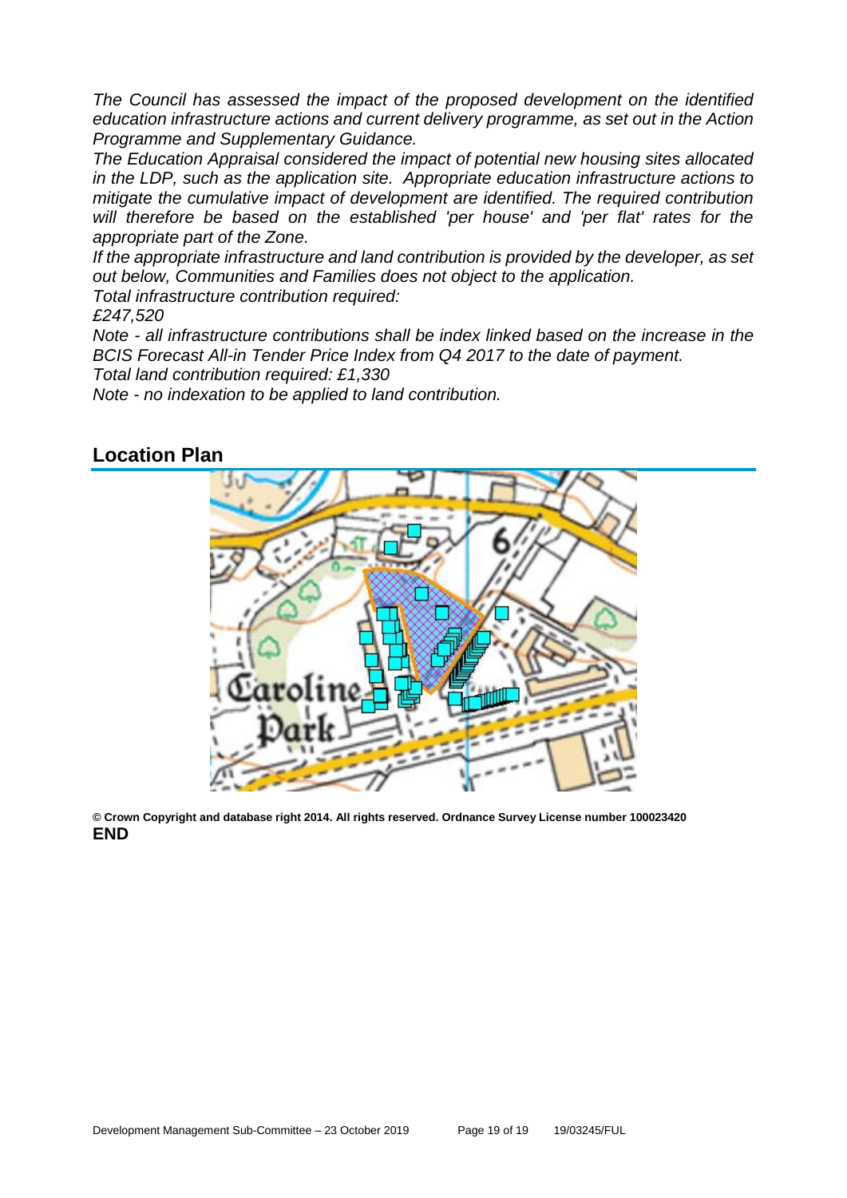*The Council has assessed the impact of the proposed development on the identified education infrastructure actions and current delivery programme, as set out in the Action Programme and Supplementary Guidance.*

*The Education Appraisal considered the impact of potential new housing sites allocated in the LDP, such as the application site. Appropriate education infrastructure actions to mitigate the cumulative impact of development are identified. The required contribution will therefore be based on the established 'per house' and 'per flat' rates for the appropriate part of the Zone.*

*If the appropriate infrastructure and land contribution is provided by the developer, as set out below, Communities and Families does not object to the application.*

*Total infrastructure contribution required:*

*£247,520*

*Note - all infrastructure contributions shall be index linked based on the increase in the BCIS Forecast All-in Tender Price Index from Q4 2017 to the date of payment.*

*Total land contribution required: £1,330*

*Note - no indexation to be applied to land contribution.*

## Location Plan

Caroline Park

6

**© Crown Copyright and database right 2014. All rights reserved. Ordnance Survey License number 100023420**

**END**